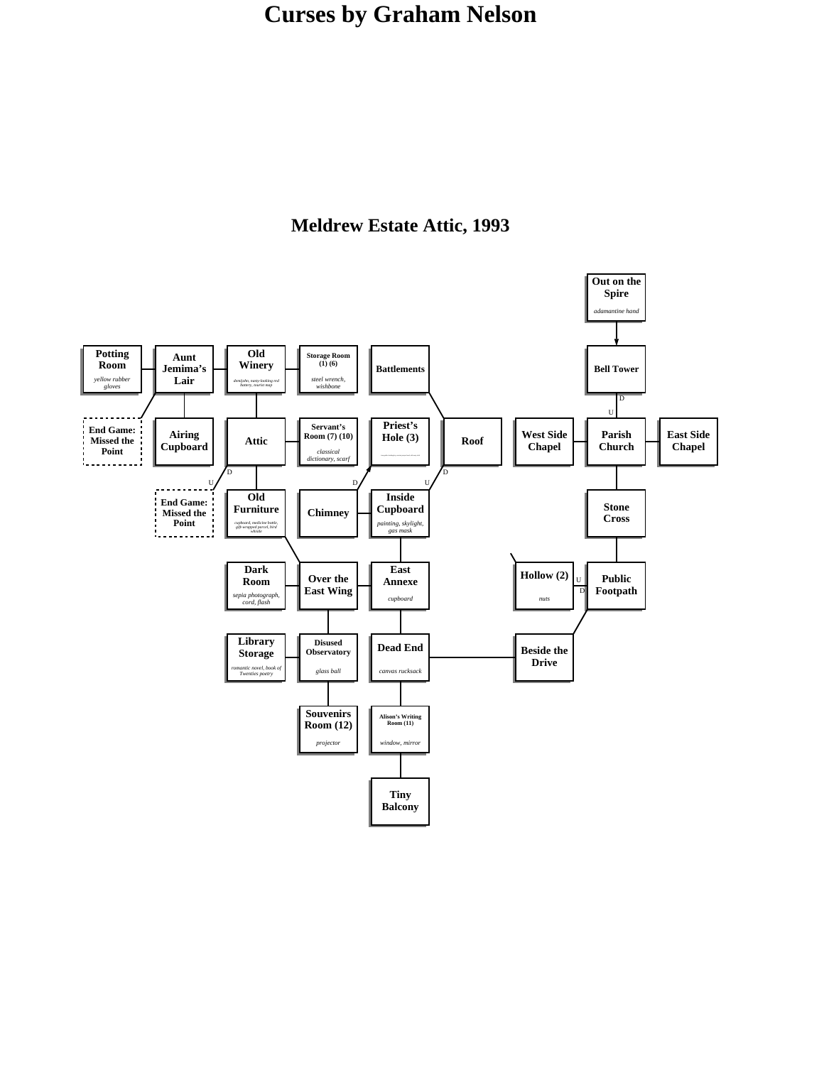# Curses by Graham Nelson

## Meldrew Estate Attic, 1993

Out on the Spire
*adamantine hand*

Potting Room
*yellow rubber gloves*

Aunt Jemima's Lair

Old Winery
*demijohn, nasty-looking red battery, tourist map*

Storage Room (1) (6)
*steel wrench, wishbone*

Battlements

Bell Tower

End Game: Missed the Point

Airing Cupboard

Attic

Servant's Room (7) (10)
*classical dictionary, scarf*

Priest's Hole (3)

Roof

West Side Chapel

Parish Church

East Side Chapel

End Game: Missed the Point

Old Furniture
*cupboard, medicine bottle, gift-wrapped parcel, bird whistle*

Chimney

Inside Cupboard
*painting, skylight, gas mask*

Stone Cross

Dark Room
*sepia photograph, cord, flash*

Over the East Wing

East Annexe
*cupboard*

Hollow (2)
*nuts*

Public Footpath

Library Storage
*romantic novel, book of Twenties poetry*

Disused Observatory
*glass ball*

Dead End
*canvas rucksack*

Beside the Drive

Souvenirs Room (12)
*projector*

Alison's Writing Room (11)
*window, mirror*

Tiny Balcony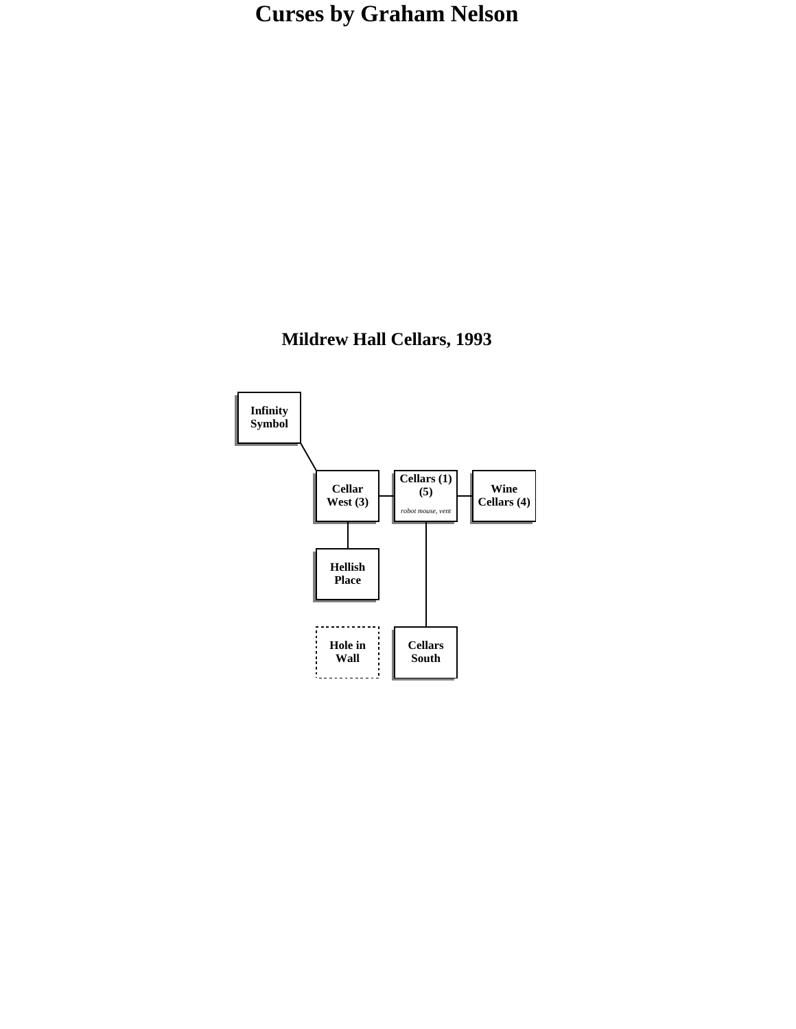# Curses by Graham Nelson

## Mildrew Hall Cellars, 1993

Infinity Symbol

Cellar West (3)

Cellars (1) (5)

*robot mouse, vent*

Wine Cellars (4)

Hellish Place

Hole in Wall

Cellars South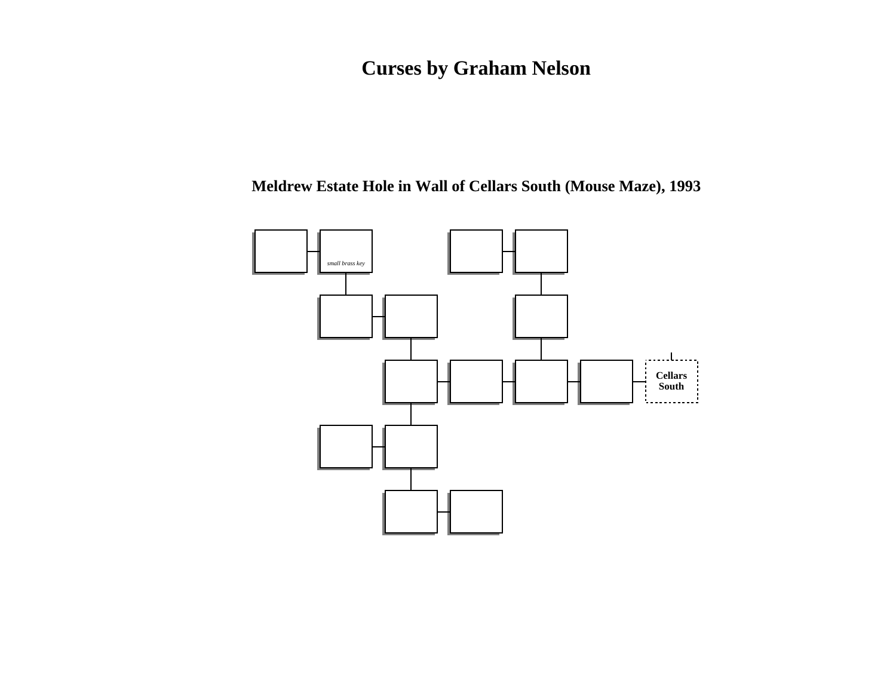# Curses by Graham Nelson

## Meldrew Estate Hole in Wall of Cellars South (Mouse Maze), 1993

*small brass key*

**Cellars South**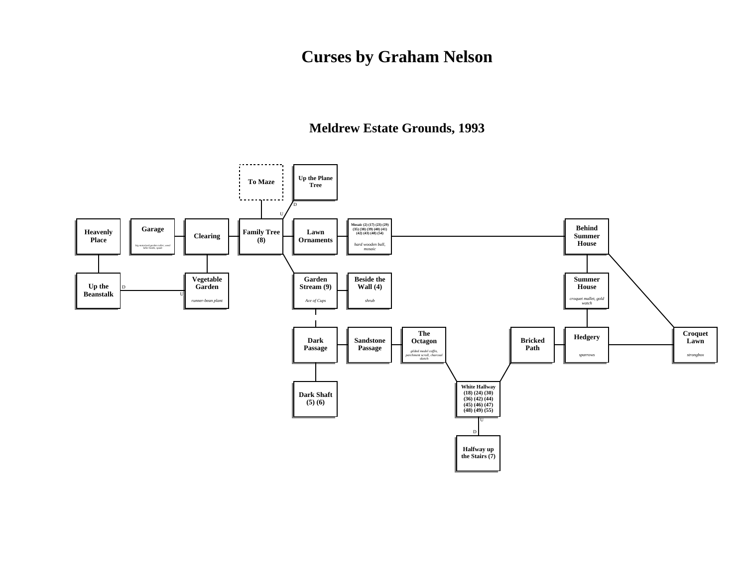# Curses by Graham Nelson

## Meldrew Estate Grounds, 1993

To Maze

Up the Plane Tree

D

U

**Heavenly Place**

**Garage**

*big motorised garden roller, weed killer bottle, spade*

**Clearing**

**Family Tree (8)**

**Lawn Ornaments**

**Mosaic (2) (17) (23) (29) (35) (38) (39) (40) (41) (42) (43) (48) (54)**

*hard wooden ball, mosaic*

**Behind Summer House**

**Up the Beanstalk**

D

U

**Vegetable Garden**

*runner-bean plant*

**Garden Stream (9)**

*Ace of Cups*

**Beside the Wall (4)**

*shrub*

**Summer House**

*croquet mallet, gold watch*

**Dark Passage**

**Sandstone Passage**

**The Octagon**

*gilded model coffin, parchment scroll, charcoal sketch*

**Bricked Path**

**Hedgery**

*sparrows*

**Croquet Lawn**

*strongbox*

**Dark Shaft (5) (6)**

**White Hallway (18) (24) (30) (36) (42) (44) (45) (46) (47) (48) (49) (55)**

U

D

**Halfway up the Stairs (7)**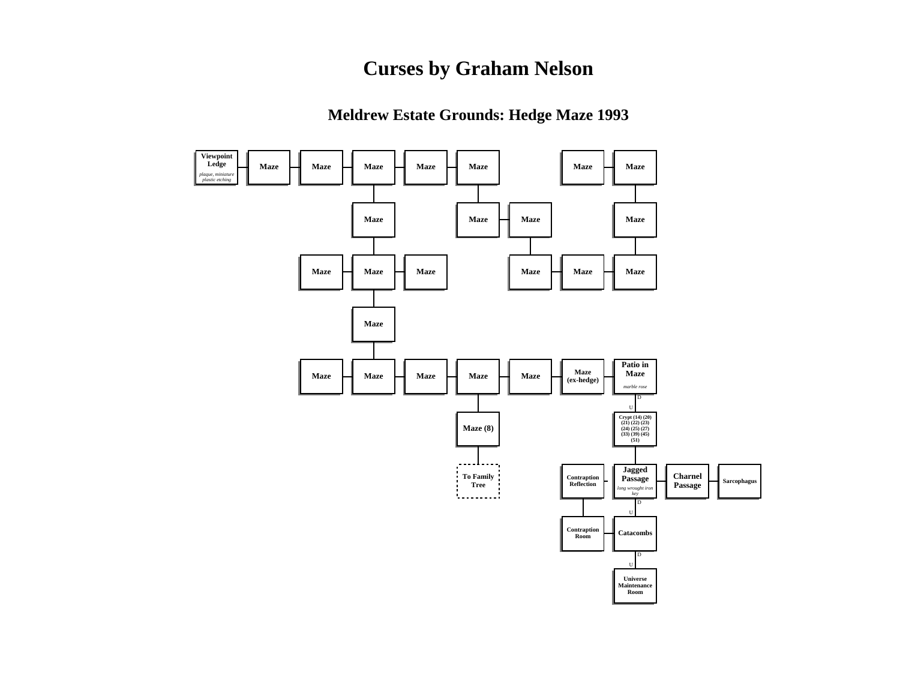# Curses by Graham Nelson

## Meldrew Estate Grounds: Hedge Maze 1993

**Viewpoint Ledge**
*plaque, miniature plastic etching*

**Maze**

**Maze**

**Maze**

**Maze**

**Maze**

**Maze**

**Maze**

**Maze**

**Maze**

**Maze**

**Maze**

**Maze**

**Maze**

**Maze**

**Maze**

**Maze**

**Maze**

**Maze**

**Maze**

**Maze**

**Maze**

**Maze**

**Maze**

**Maze (ex-hedge)**

**Patio in Maze**
*marble rose*

D

U

**Maze (8)**

**Crypt (14) (20) (21) (22) (23) (24) (25) (27) (33) (39) (45) (51)**

**To Family Tree**

**Contraption Reflection**

**Jagged Passage**
*long wrought iron key*

**Charnel Passage**

**Sarcophagus**

D

U

**Contraption Room**

**Catacombs**

D

U

**Universe Maintenance Room**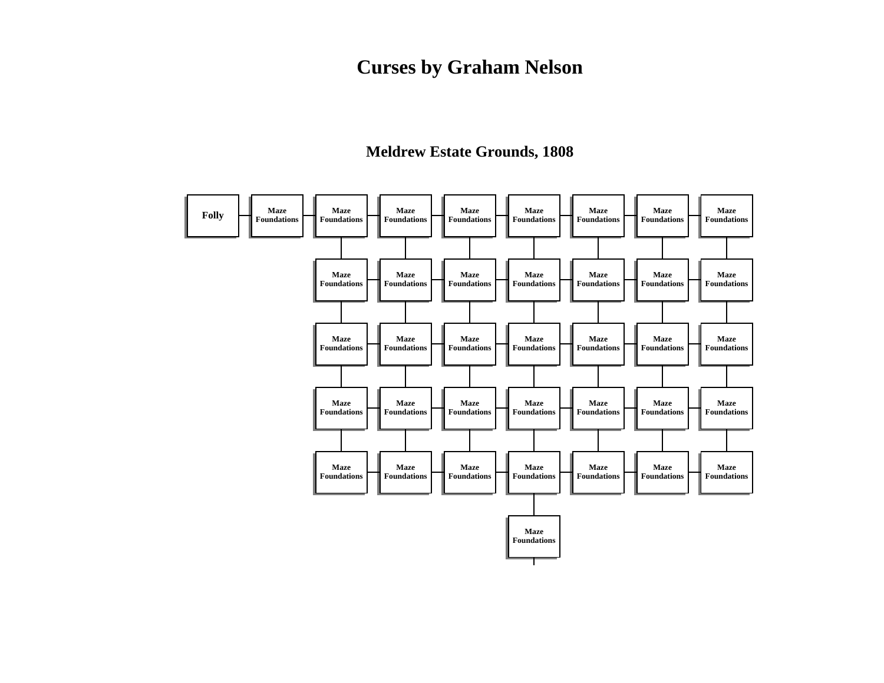# Curses by Graham Nelson

## Meldrew Estate Grounds, 1808

Folly — Maze Foundations — Maze Foundations — Maze Foundations — Maze Foundations — Maze Foundations — Maze Foundations — Maze Foundations — Maze Foundations

Maze Foundations — Maze Foundations — Maze Foundations — Maze Foundations — Maze Foundations — Maze Foundations — Maze Foundations

Maze Foundations — Maze Foundations — Maze Foundations — Maze Foundations — Maze Foundations — Maze Foundations — Maze Foundations

Maze Foundations — Maze Foundations — Maze Foundations — Maze Foundations — Maze Foundations — Maze Foundations — Maze Foundations

Maze Foundations — Maze Foundations — Maze Foundations — Maze Foundations — Maze Foundations — Maze Foundations — Maze Foundations

Maze Foundations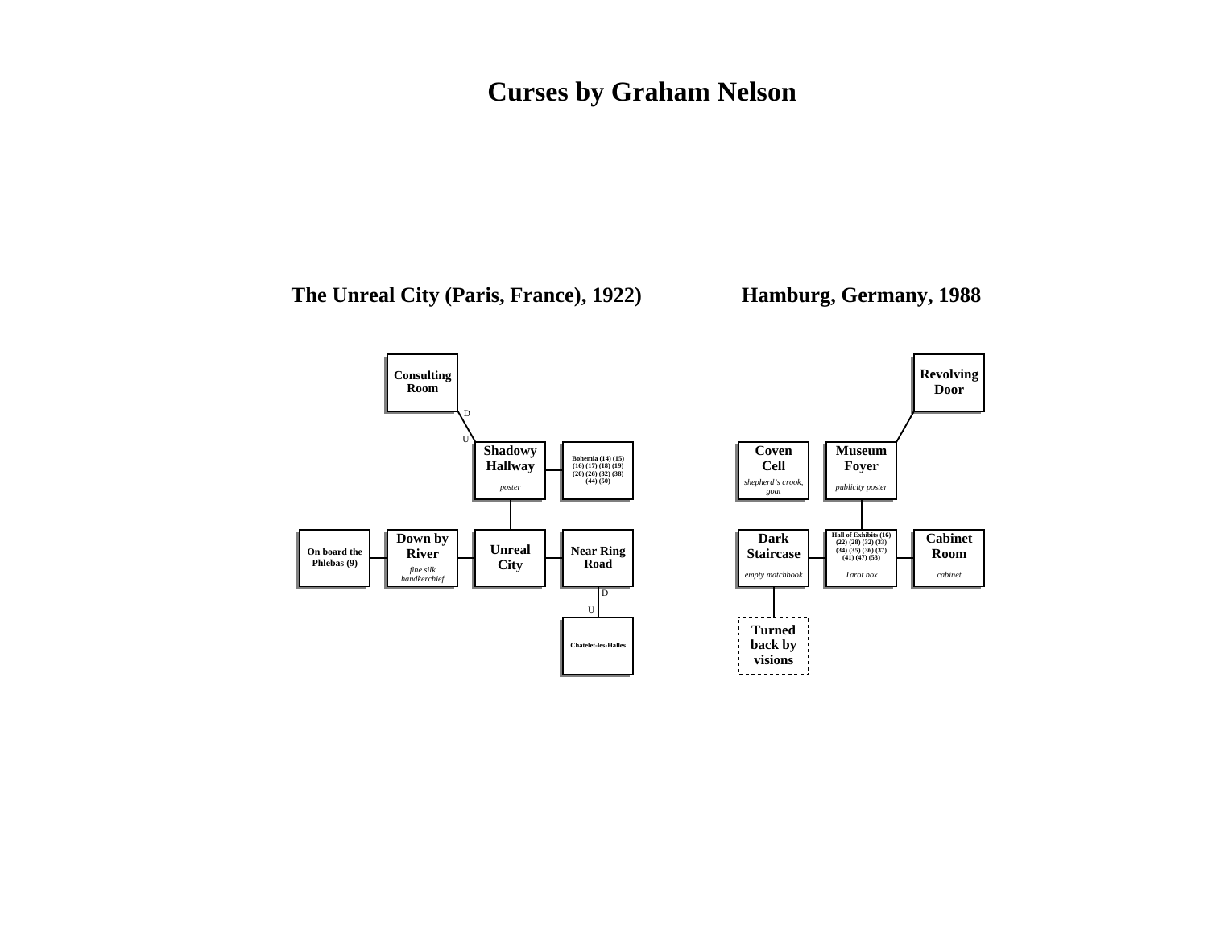# Curses by Graham Nelson

## The Unreal City (Paris, France), 1922)

**Consulting Room**

D / U

**Shadowy Hallway**
*poster*

**Bohemia (14) (15) (16) (17) (18) (19) (20) (26) (32) (38) (44) (50)**

**On board the Phlebas (9)**

**Down by River**
*fine silk handkerchief*

**Unreal City**

**Near Ring Road**

D / U

**Chatelet-les-Halles**

## Hamburg, Germany, 1988

**Revolving Door**

**Coven Cell**
*shepherd's crook, goat*

**Museum Foyer**
*publicity poster*

**Dark Staircase**
*empty matchbook*

**Hall of Exhibits (16) (22) (28) (32) (33) (34) (35) (36) (37) (41) (47) (53)**
*Tarot box*

**Cabinet Room**
*cabinet*

**Turned back by visions**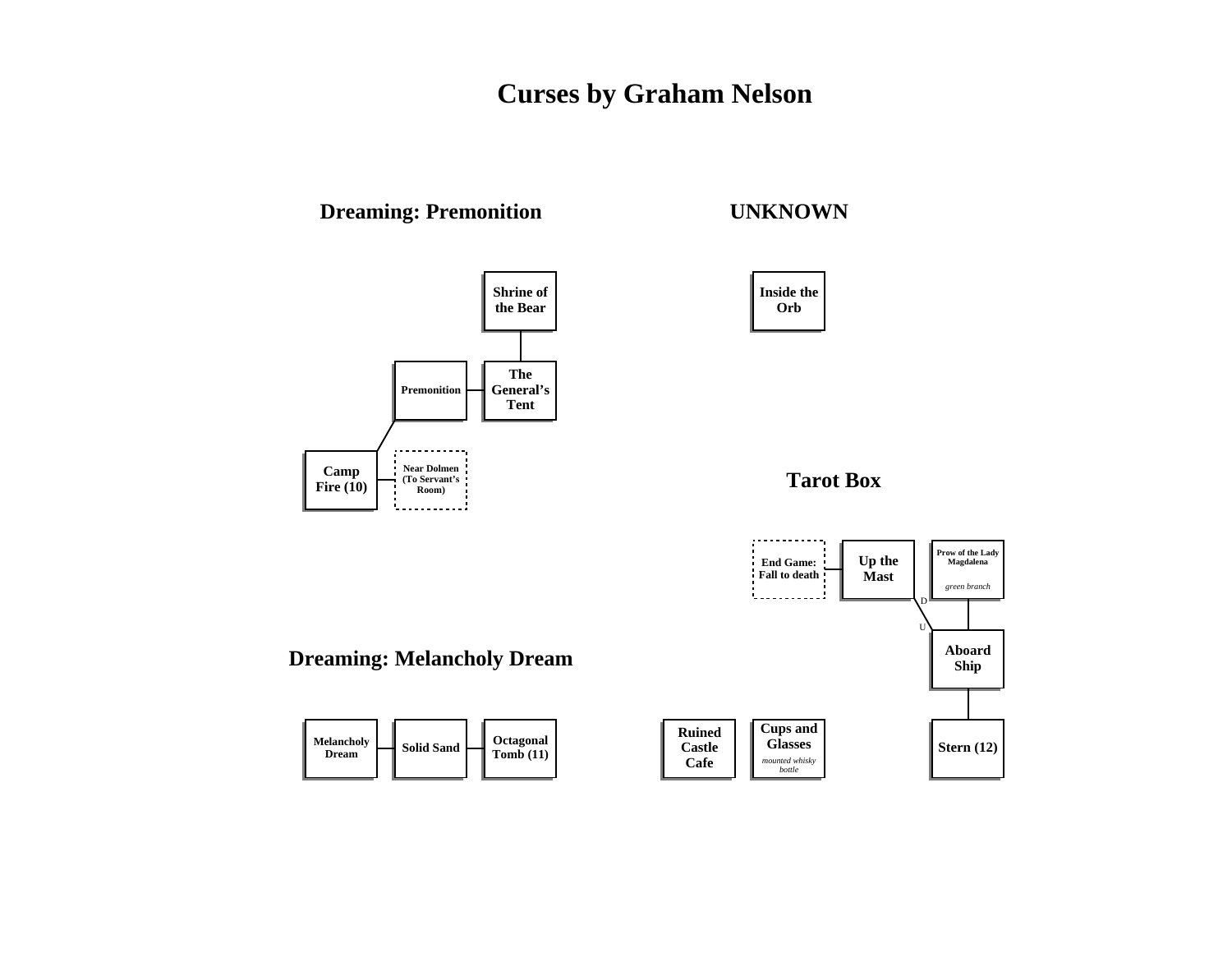# Curses by Graham Nelson

## Dreaming: Premonition

- Shrine of the Bear
- Premonition
- The General's Tent
- Camp Fire (10)
- Near Dolmen (To Servant's Room)

## UNKNOWN

- Inside the Orb

## Tarot Box

- End Game: Fall to death
- Up the Mast
- Prow of the Lady Magdalena
  - *green branch*
- D
- U
- Aboard Ship
- Stern (12)
- Ruined Castle Cafe
- Cups and Glasses
  - *mounted whisky bottle*

## Dreaming: Melancholy Dream

- Melancholy Dream
- Solid Sand
- Octagonal Tomb (11)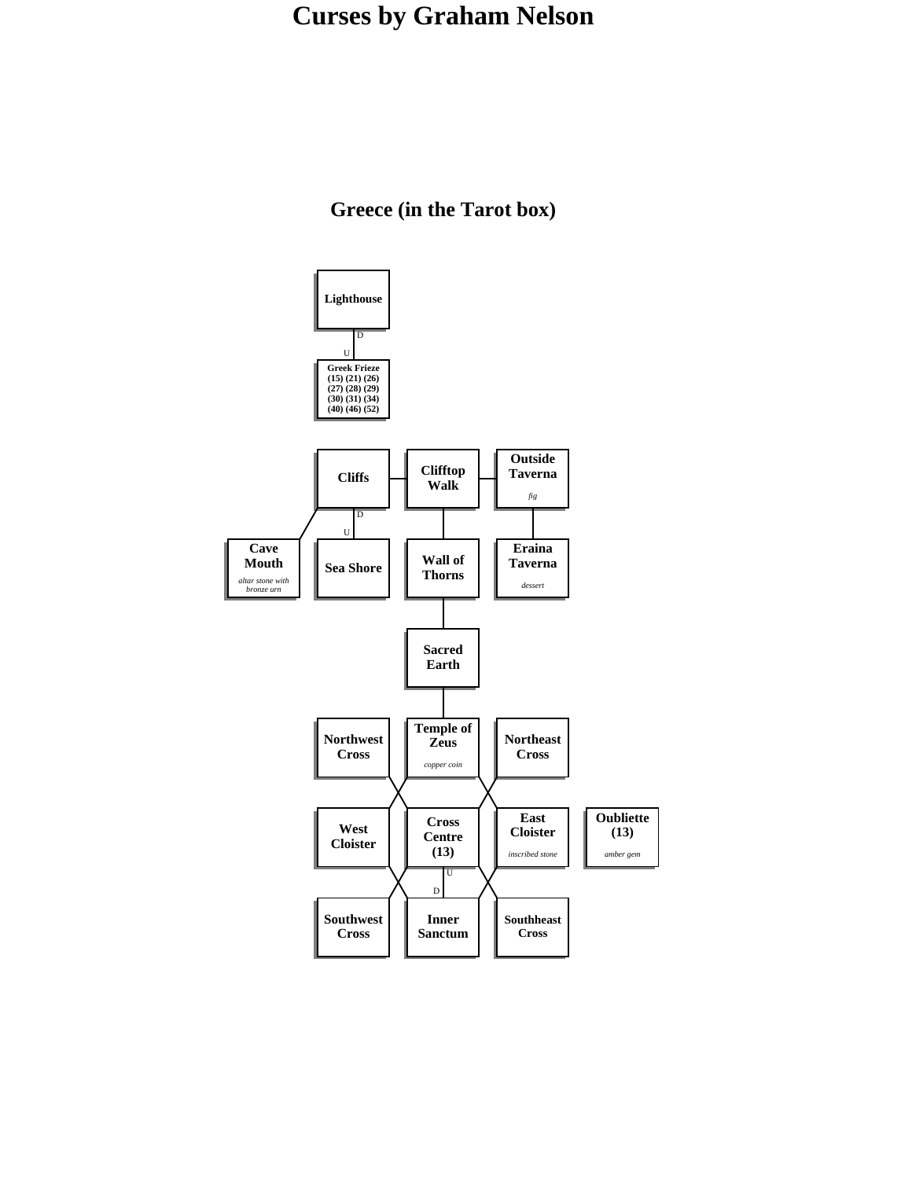# Curses by Graham Nelson

## Greece (in the Tarot box)

**Lighthouse**

D

U

**Greek Frieze**
**(15) (21) (26)**
**(27) (28) (29)**
**(30) (31) (34)**
**(40) (46) (52)**

**Cliffs**

**Clifftop Walk**

**Outside Taverna**

*fig*

D

U

**Cave Mouth**

*altar stone with bronze urn*

**Sea Shore**

**Wall of Thorns**

**Eraina Taverna**

*dessert*

**Sacred Earth**

**Northwest Cross**

**Temple of Zeus**

*copper coin*

**Northeast Cross**

**West Cloister**

**Cross Centre (13)**

**East Cloister**

*inscribed stone*

**Oubliette (13)**

*amber gem*

U

D

**Southwest Cross**

**Inner Sanctum**

**Southheast Cross**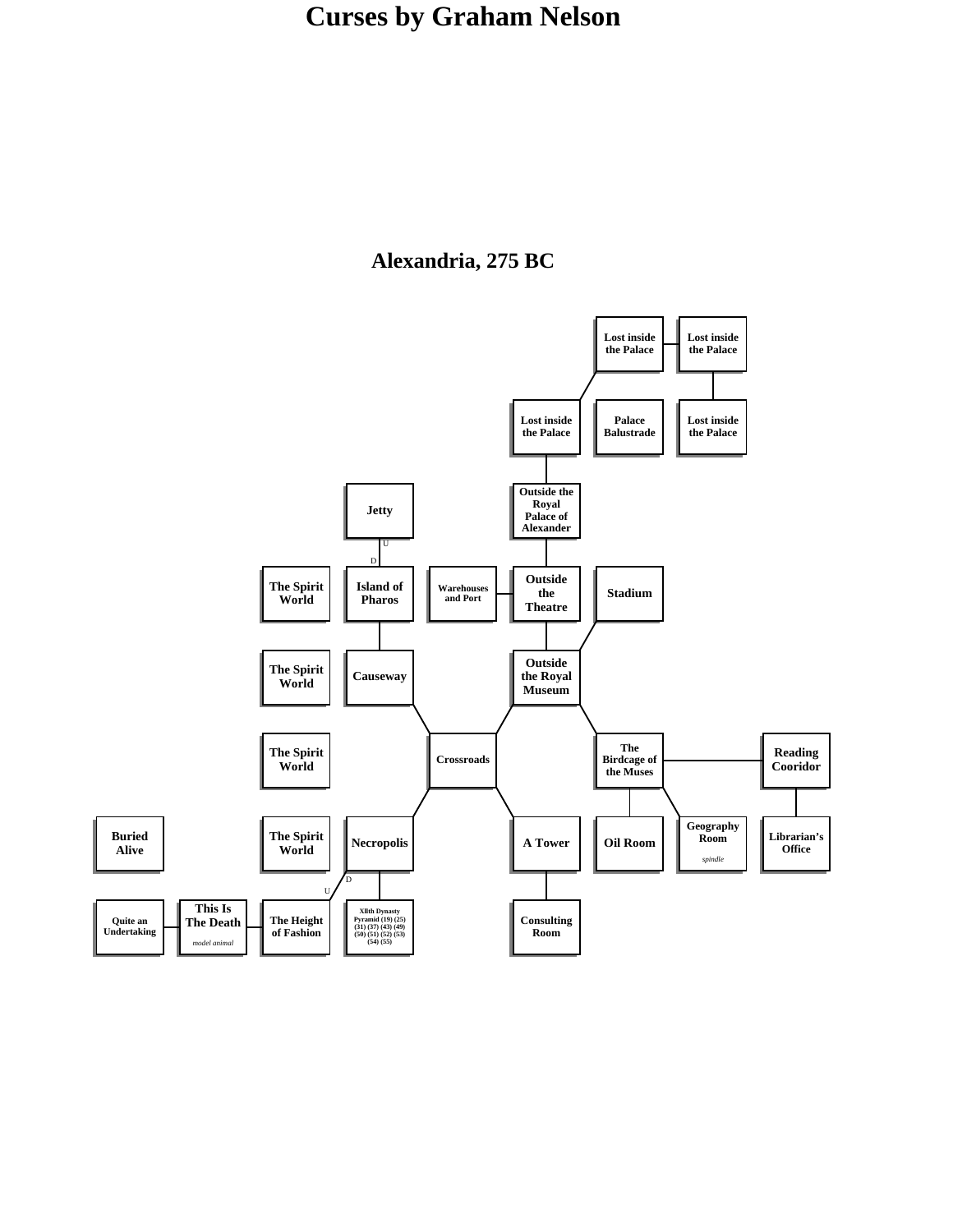# Curses by Graham Nelson

## Alexandria, 275 BC

Lost inside the Palace

Lost inside the Palace

Lost inside the Palace

Palace Balustrade

Lost inside the Palace

Jetty

Outside the Royal Palace of Alexander

U

D

The Spirit World

Island of Pharos

Warehouses and Port

Outside the Theatre

Stadium

The Spirit World

Causeway

Outside the Royal Museum

The Spirit World

Crossroads

The Birdcage of the Muses

Reading Cooridor

Buried Alive

The Spirit World

Necropolis

A Tower

Oil Room

Geography Room

*spindle*

Librarian's Office

D

U

Quite an Undertaking

This Is The Death

*model animal*

The Height of Fashion

XIIth Dynasty Pyramid (19) (25) (31) (37) (43) (49) (50) (51) (52) (53) (54) (55)

Consulting Room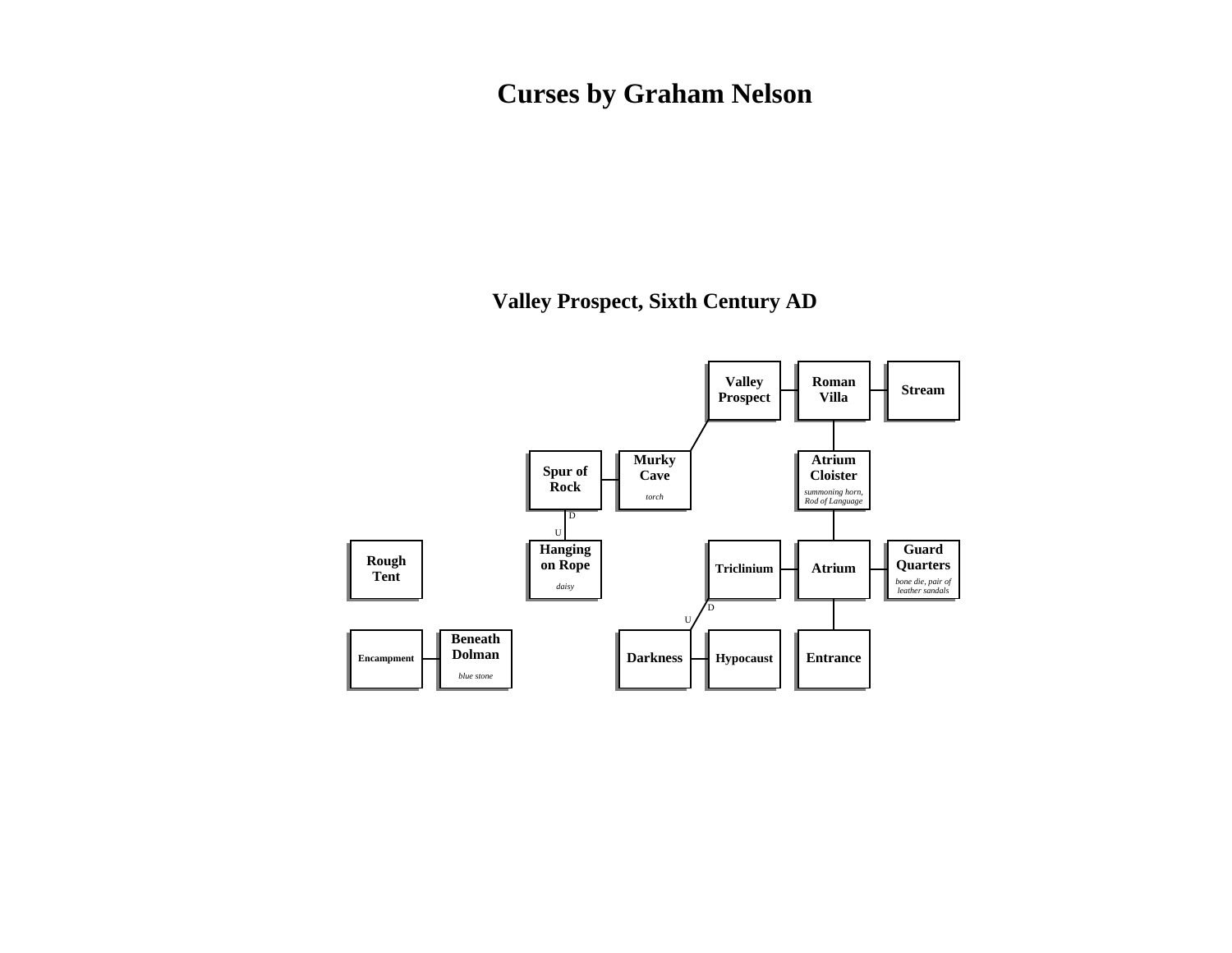# Curses by Graham Nelson

## Valley Prospect, Sixth Century AD

Valley Prospect

Roman Villa

Stream

Spur of Rock

Murky Cave

*torch*

Atrium Cloister

*summoning horn, Rod of Language*

D

U

Rough Tent

Hanging on Rope

*daisy*

Triclinium

Atrium

Guard Quarters

*bone die, pair of leather sandals*

D

U

Encampment

Beneath Dolman

*blue stone*

Darkness

Hypocaust

Entrance